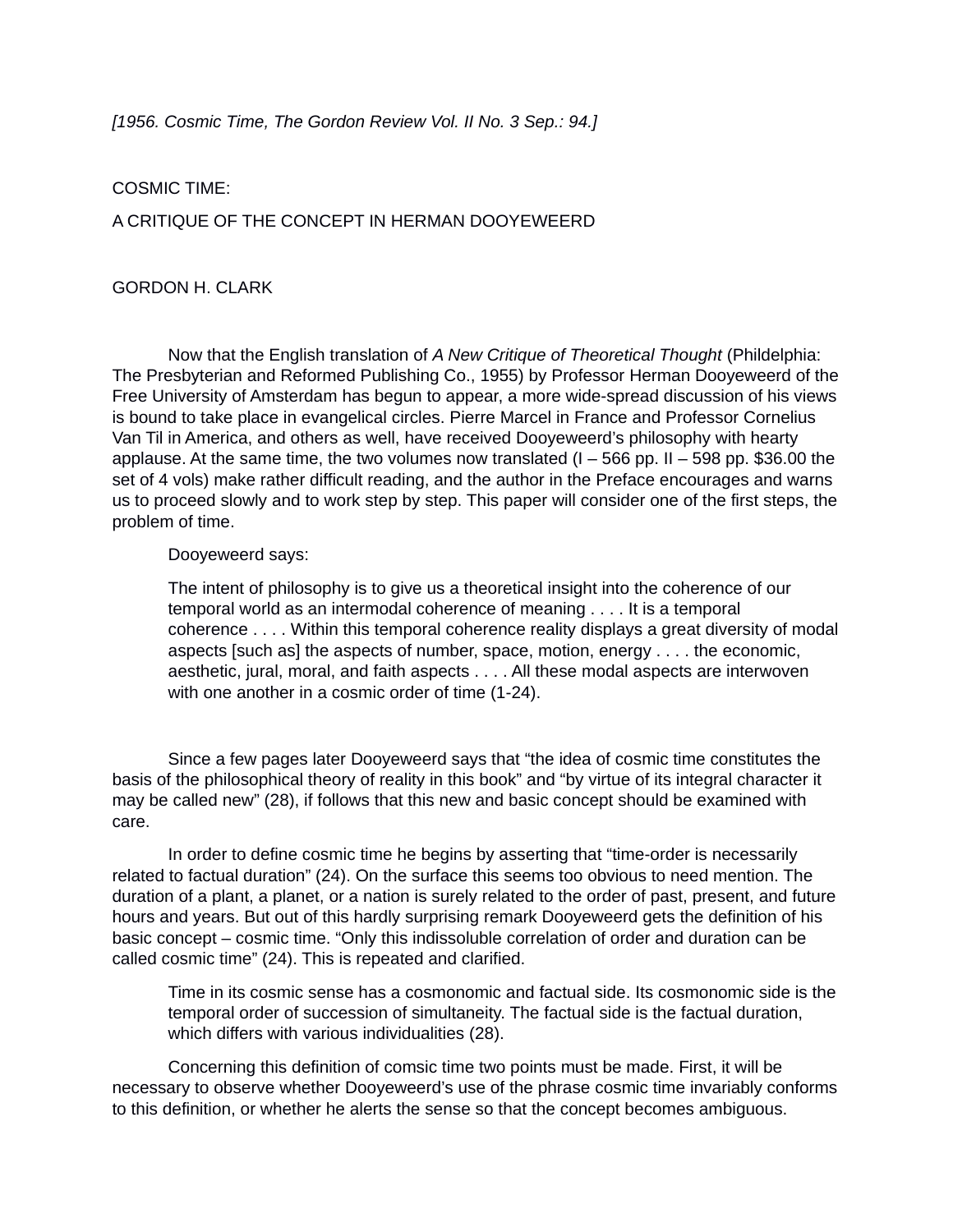*[1956. Cosmic Time, The Gordon Review Vol. II No. 3 Sep.: 94.]*

# COSMIC TIME:

## A CRITIQUE OF THE CONCEPT IN HERMAN DOOYEWEERD

GORDON H. CLARK

Now that the English translation of *A New Critique of Theoretical Thought* (Phildelphia: The Presbyterian and Reformed Publishing Co., 1955) by Professor Herman Dooyeweerd of the Free University of Amsterdam has begun to appear, a more wide-spread discussion of his views is bound to take place in evangelical circles. Pierre Marcel in France and Professor Cornelius Van Til in America, and others as well, have received Dooyeweerd's philosophy with hearty applause. At the same time, the two volumes now translated (I – 566 pp. II – 598 pp. $36.00 the set of 4 vols) make rather difficult reading, and the author in the Preface encourages and warns us to proceed slowly and to work step by step. This paper will consider one of the first steps, the problem of time.

Dooyeweerd says:

> The intent of philosophy is to give us a theoretical insight into the coherence of our temporal world as an intermodal coherence of meaning . . . . It is a temporal coherence . . . . Within this temporal coherence reality displays a great diversity of modal aspects [such as] the aspects of number, space, motion, energy . . . . the economic, aesthetic, jural, moral, and faith aspects . . . . All these modal aspects are interwoven with one another in a cosmic order of time (1-24).

Since a few pages later Dooyeweerd says that "the idea of cosmic time constitutes the basis of the philosophical theory of reality in this book" and "by virtue of its integral character it may be called new" (28), if follows that this new and basic concept should be examined with care.

In order to define cosmic time he begins by asserting that "time-order is necessarily related to factual duration" (24). On the surface this seems too obvious to need mention. The duration of a plant, a planet, or a nation is surely related to the order of past, present, and future hours and years. But out of this hardly surprising remark Dooyeweerd gets the definition of his basic concept – cosmic time. "Only this indissoluble correlation of order and duration can be called cosmic time" (24). This is repeated and clarified.

> Time in its cosmic sense has a cosmonomic and factual side. Its cosmonomic side is the temporal order of succession of simultaneity. The factual side is the factual duration, which differs with various individualities (28).

Concerning this definition of comsic time two points must be made. First, it will be necessary to observe whether Dooyeweerd's use of the phrase cosmic time invariably conforms to this definition, or whether he alerts the sense so that the concept becomes ambiguous.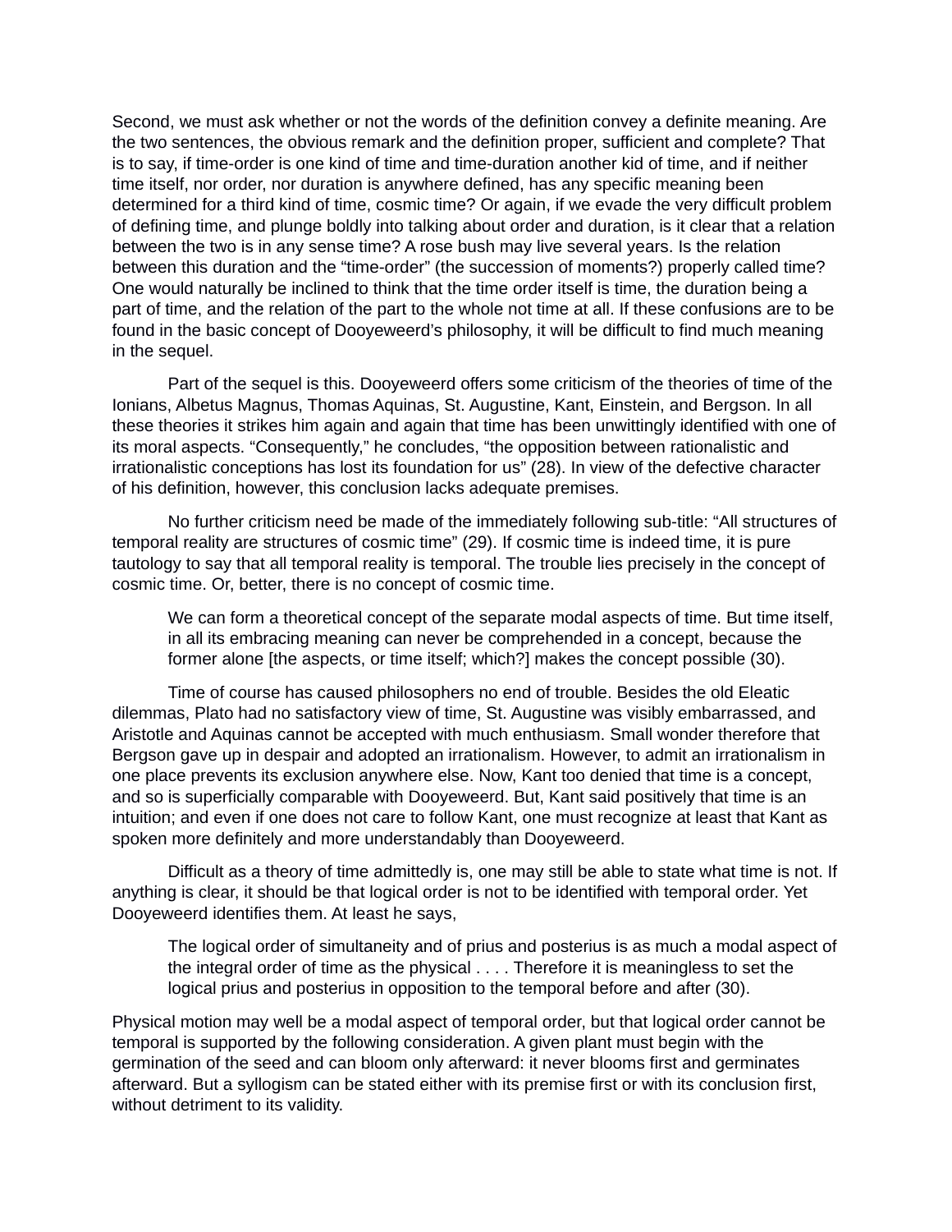Second, we must ask whether or not the words of the definition convey a definite meaning. Are the two sentences, the obvious remark and the definition proper, sufficient and complete? That is to say, if time-order is one kind of time and time-duration another kid of time, and if neither time itself, nor order, nor duration is anywhere defined, has any specific meaning been determined for a third kind of time, cosmic time? Or again, if we evade the very difficult problem of defining time, and plunge boldly into talking about order and duration, is it clear that a relation between the two is in any sense time? A rose bush may live several years. Is the relation between this duration and the "time-order" (the succession of moments?) properly called time? One would naturally be inclined to think that the time order itself is time, the duration being a part of time, and the relation of the part to the whole not time at all. If these confusions are to be found in the basic concept of Dooyeweerd's philosophy, it will be difficult to find much meaning in the sequel.

Part of the sequel is this. Dooyeweerd offers some criticism of the theories of time of the Ionians, Albetus Magnus, Thomas Aquinas, St. Augustine, Kant, Einstein, and Bergson. In all these theories it strikes him again and again that time has been unwittingly identified with one of its moral aspects. "Consequently," he concludes, "the opposition between rationalistic and irrationalistic conceptions has lost its foundation for us" (28). In view of the defective character of his definition, however, this conclusion lacks adequate premises.

No further criticism need be made of the immediately following sub-title: "All structures of temporal reality are structures of cosmic time" (29). If cosmic time is indeed time, it is pure tautology to say that all temporal reality is temporal. The trouble lies precisely in the concept of cosmic time. Or, better, there is no concept of cosmic time.

> We can form a theoretical concept of the separate modal aspects of time. But time itself, in all its embracing meaning can never be comprehended in a concept, because the former alone [the aspects, or time itself; which?] makes the concept possible (30).

Time of course has caused philosophers no end of trouble. Besides the old Eleatic dilemmas, Plato had no satisfactory view of time, St. Augustine was visibly embarrassed, and Aristotle and Aquinas cannot be accepted with much enthusiasm. Small wonder therefore that Bergson gave up in despair and adopted an irrationalism. However, to admit an irrationalism in one place prevents its exclusion anywhere else. Now, Kant too denied that time is a concept, and so is superficially comparable with Dooyeweerd. But, Kant said positively that time is an intuition; and even if one does not care to follow Kant, one must recognize at least that Kant as spoken more definitely and more understandably than Dooyeweerd.

Difficult as a theory of time admittedly is, one may still be able to state what time is not. If anything is clear, it should be that logical order is not to be identified with temporal order. Yet Dooyeweerd identifies them. At least he says,

> The logical order of simultaneity and of prius and posterius is as much a modal aspect of the integral order of time as the physical . . . . Therefore it is meaningless to set the logical prius and posterius in opposition to the temporal before and after (30).

Physical motion may well be a modal aspect of temporal order, but that logical order cannot be temporal is supported by the following consideration. A given plant must begin with the germination of the seed and can bloom only afterward: it never blooms first and germinates afterward. But a syllogism can be stated either with its premise first or with its conclusion first, without detriment to its validity.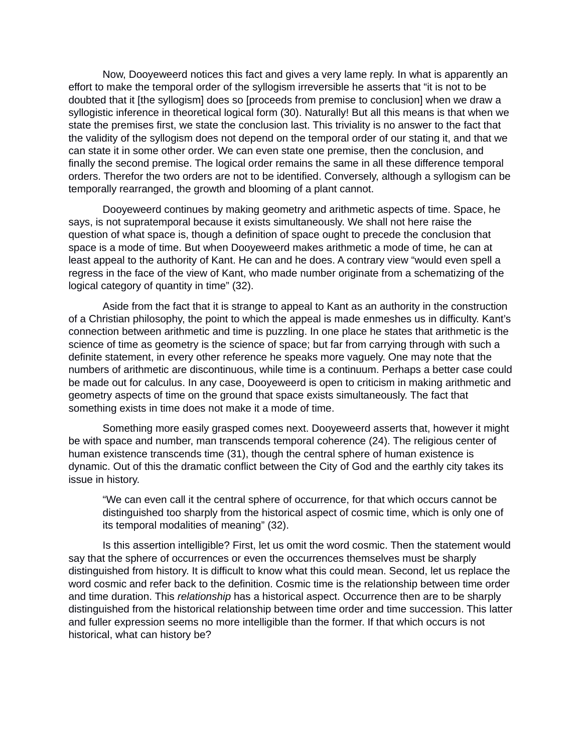Now, Dooyeweerd notices this fact and gives a very lame reply. In what is apparently an effort to make the temporal order of the syllogism irreversible he asserts that "it is not to be doubted that it [the syllogism] does so [proceeds from premise to conclusion] when we draw a syllogistic inference in theoretical logical form (30). Naturally! But all this means is that when we state the premises first, we state the conclusion last. This triviality is no answer to the fact that the validity of the syllogism does not depend on the temporal order of our stating it, and that we can state it in some other order. We can even state one premise, then the conclusion, and finally the second premise. The logical order remains the same in all these difference temporal orders. Therefor the two orders are not to be identified. Conversely, although a syllogism can be temporally rearranged, the growth and blooming of a plant cannot.

Dooyeweerd continues by making geometry and arithmetic aspects of time. Space, he says, is not supratemporal because it exists simultaneously. We shall not here raise the question of what space is, though a definition of space ought to precede the conclusion that space is a mode of time. But when Dooyeweerd makes arithmetic a mode of time, he can at least appeal to the authority of Kant. He can and he does. A contrary view "would even spell a regress in the face of the view of Kant, who made number originate from a schematizing of the logical category of quantity in time" (32).

Aside from the fact that it is strange to appeal to Kant as an authority in the construction of a Christian philosophy, the point to which the appeal is made enmeshes us in difficulty. Kant's connection between arithmetic and time is puzzling. In one place he states that arithmetic is the science of time as geometry is the science of space; but far from carrying through with such a definite statement, in every other reference he speaks more vaguely. One may note that the numbers of arithmetic are discontinuous, while time is a continuum. Perhaps a better case could be made out for calculus. In any case, Dooyeweerd is open to criticism in making arithmetic and geometry aspects of time on the ground that space exists simultaneously. The fact that something exists in time does not make it a mode of time.

Something more easily grasped comes next. Dooyeweerd asserts that, however it might be with space and number, man transcends temporal coherence (24). The religious center of human existence transcends time (31), though the central sphere of human existence is dynamic. Out of this the dramatic conflict between the City of God and the earthly city takes its issue in history.

> "We can even call it the central sphere of occurrence, for that which occurs cannot be distinguished too sharply from the historical aspect of cosmic time, which is only one of its temporal modalities of meaning" (32).

Is this assertion intelligible? First, let us omit the word cosmic. Then the statement would say that the sphere of occurrences or even the occurrences themselves must be sharply distinguished from history. It is difficult to know what this could mean. Second, let us replace the word cosmic and refer back to the definition. Cosmic time is the relationship between time order and time duration. This *relationship* has a historical aspect. Occurrence then are to be sharply distinguished from the historical relationship between time order and time succession. This latter and fuller expression seems no more intelligible than the former. If that which occurs is not historical, what can history be?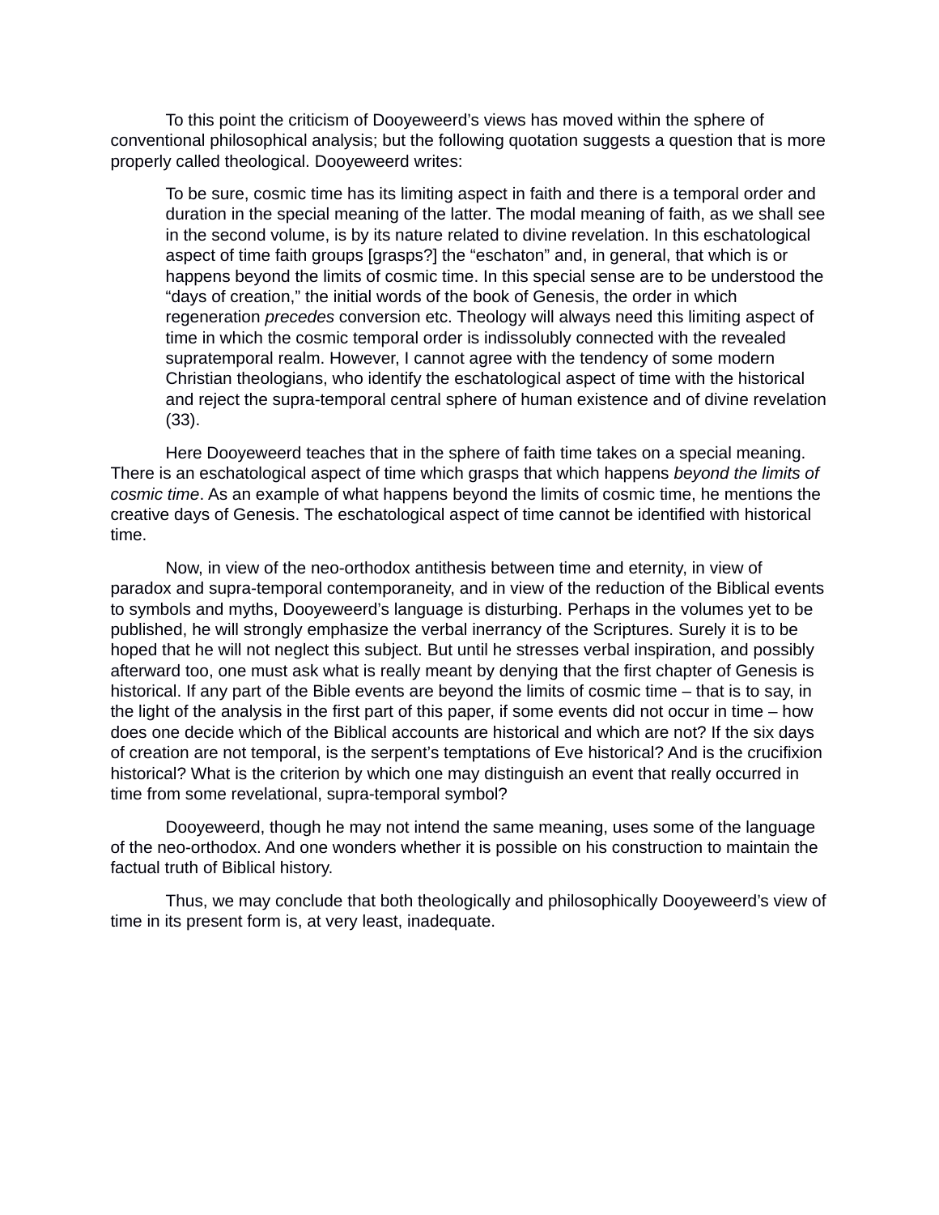To this point the criticism of Dooyeweerd's views has moved within the sphere of conventional philosophical analysis; but the following quotation suggests a question that is more properly called theological. Dooyeweerd writes:

> To be sure, cosmic time has its limiting aspect in faith and there is a temporal order and duration in the special meaning of the latter. The modal meaning of faith, as we shall see in the second volume, is by its nature related to divine revelation. In this eschatological aspect of time faith groups [grasps?] the "eschaton" and, in general, that which is or happens beyond the limits of cosmic time. In this special sense are to be understood the "days of creation," the initial words of the book of Genesis, the order in which regeneration *precedes* conversion etc. Theology will always need this limiting aspect of time in which the cosmic temporal order is indissolubly connected with the revealed supratemporal realm. However, I cannot agree with the tendency of some modern Christian theologians, who identify the eschatological aspect of time with the historical and reject the supra-temporal central sphere of human existence and of divine revelation (33).

Here Dooyeweerd teaches that in the sphere of faith time takes on a special meaning. There is an eschatological aspect of time which grasps that which happens *beyond the limits of cosmic time*. As an example of what happens beyond the limits of cosmic time, he mentions the creative days of Genesis. The eschatological aspect of time cannot be identified with historical time.

Now, in view of the neo-orthodox antithesis between time and eternity, in view of paradox and supra-temporal contemporaneity, and in view of the reduction of the Biblical events to symbols and myths, Dooyeweerd's language is disturbing. Perhaps in the volumes yet to be published, he will strongly emphasize the verbal inerrancy of the Scriptures. Surely it is to be hoped that he will not neglect this subject. But until he stresses verbal inspiration, and possibly afterward too, one must ask what is really meant by denying that the first chapter of Genesis is historical. If any part of the Bible events are beyond the limits of cosmic time – that is to say, in the light of the analysis in the first part of this paper, if some events did not occur in time – how does one decide which of the Biblical accounts are historical and which are not? If the six days of creation are not temporal, is the serpent's temptations of Eve historical? And is the crucifixion historical? What is the criterion by which one may distinguish an event that really occurred in time from some revelational, supra-temporal symbol?

Dooyeweerd, though he may not intend the same meaning, uses some of the language of the neo-orthodox. And one wonders whether it is possible on his construction to maintain the factual truth of Biblical history.

Thus, we may conclude that both theologically and philosophically Dooyeweerd's view of time in its present form is, at very least, inadequate.